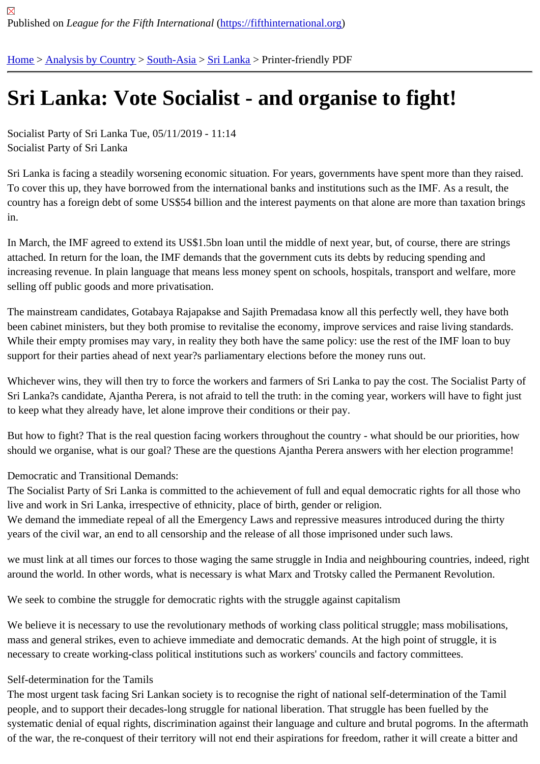Published on *League for the Fifth International* (https://fifthinternational.org)

Home > Analysis by Country > South-Asia > Sri Lanka > Printer-friendly PDF

# Sri Lanka: Vote Socialist - and organise to fight!

Socialist Party of Sri Lanka Tue, 05/11/2019 - 11:14
Socialist Party of Sri Lanka

Sri Lanka is facing a steadily worsening economic situation. For years, governments have spent more than they raised. To cover this up, they have borrowed from the international banks and institutions such as the IMF. As a result, the country has a foreign debt of some US$54 billion and the interest payments on that alone are more than taxation brings in.

In March, the IMF agreed to extend its US$1.5bn loan until the middle of next year, but, of course, there are strings attached. In return for the loan, the IMF demands that the government cuts its debts by reducing spending and increasing revenue. In plain language that means less money spent on schools, hospitals, transport and welfare, more selling off public goods and more privatisation.

The mainstream candidates, Gotabaya Rajapakse and Sajith Premadasa know all this perfectly well, they have both been cabinet ministers, but they both promise to revitalise the economy, improve services and raise living standards. While their empty promises may vary, in reality they both have the same policy: use the rest of the IMF loan to buy support for their parties ahead of next year?s parliamentary elections before the money runs out.

Whichever wins, they will then try to force the workers and farmers of Sri Lanka to pay the cost. The Socialist Party of Sri Lanka?s candidate, Ajantha Perera, is not afraid to tell the truth: in the coming year, workers will have to fight just to keep what they already have, let alone improve their conditions or their pay.

But how to fight? That is the real question facing workers throughout the country - what should be our priorities, how should we organise, what is our goal? These are the questions Ajantha Perera answers with her election programme!

Democratic and Transitional Demands:
The Socialist Party of Sri Lanka is committed to the achievement of full and equal democratic rights for all those who live and work in Sri Lanka, irrespective of ethnicity, place of birth, gender or religion.
We demand the immediate repeal of all the Emergency Laws and repressive measures introduced during the thirty years of the civil war, an end to all censorship and the release of all those imprisoned under such laws.

we must link at all times our forces to those waging the same struggle in India and neighbouring countries, indeed, right around the world. In other words, what is necessary is what Marx and Trotsky called the Permanent Revolution.

We seek to combine the struggle for democratic rights with the struggle against capitalism

We believe it is necessary to use the revolutionary methods of working class political struggle; mass mobilisations, mass and general strikes, even to achieve immediate and democratic demands. At the high point of struggle, it is necessary to create working-class political institutions such as workers' councils and factory committees.

Self-determination for the Tamils
The most urgent task facing Sri Lankan society is to recognise the right of national self-determination of the Tamil people, and to support their decades-long struggle for national liberation. That struggle has been fuelled by the systematic denial of equal rights, discrimination against their language and culture and brutal pogroms. In the aftermath of the war, the re-conquest of their territory will not end their aspirations for freedom, rather it will create a bitter and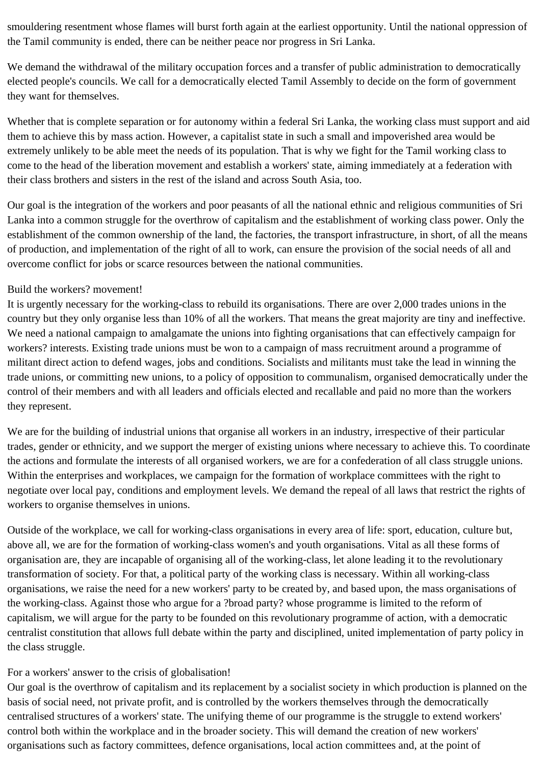smouldering resentment whose flames will burst forth again at the earliest opportunity. Until the national oppression of the Tamil community is ended, there can be neither peace nor progress in Sri Lanka.

We demand the withdrawal of the military occupation forces and a transfer of public administration to democratically elected people's councils. We call for a democratically elected Tamil Assembly to decide on the form of government they want for themselves.

Whether that is complete separation or for autonomy within a federal Sri Lanka, the working class must support and aid them to achieve this by mass action. However, a capitalist state in such a small and impoverished area would be extremely unlikely to be able meet the needs of its population. That is why we fight for the Tamil working class to come to the head of the liberation movement and establish a workers' state, aiming immediately at a federation with their class brothers and sisters in the rest of the island and across South Asia, too.

Our goal is the integration of the workers and poor peasants of all the national ethnic and religious communities of Sri Lanka into a common struggle for the overthrow of capitalism and the establishment of working class power. Only the establishment of the common ownership of the land, the factories, the transport infrastructure, in short, of all the means of production, and implementation of the right of all to work, can ensure the provision of the social needs of all and overcome conflict for jobs or scarce resources between the national communities.

## Build the workers? movement!

It is urgently necessary for the working-class to rebuild its organisations. There are over 2,000 trades unions in the country but they only organise less than 10% of all the workers. That means the great majority are tiny and ineffective. We need a national campaign to amalgamate the unions into fighting organisations that can effectively campaign for workers? interests. Existing trade unions must be won to a campaign of mass recruitment around a programme of militant direct action to defend wages, jobs and conditions. Socialists and militants must take the lead in winning the trade unions, or committing new unions, to a policy of opposition to communalism, organised democratically under the control of their members and with all leaders and officials elected and recallable and paid no more than the workers they represent.

We are for the building of industrial unions that organise all workers in an industry, irrespective of their particular trades, gender or ethnicity, and we support the merger of existing unions where necessary to achieve this. To coordinate the actions and formulate the interests of all organised workers, we are for a confederation of all class struggle unions. Within the enterprises and workplaces, we campaign for the formation of workplace committees with the right to negotiate over local pay, conditions and employment levels. We demand the repeal of all laws that restrict the rights of workers to organise themselves in unions.

Outside of the workplace, we call for working-class organisations in every area of life: sport, education, culture but, above all, we are for the formation of working-class women's and youth organisations. Vital as all these forms of organisation are, they are incapable of organising all of the working-class, let alone leading it to the revolutionary transformation of society. For that, a political party of the working class is necessary. Within all working-class organisations, we raise the need for a new workers' party to be created by, and based upon, the mass organisations of the working-class. Against those who argue for a ?broad party? whose programme is limited to the reform of capitalism, we will argue for the party to be founded on this revolutionary programme of action, with a democratic centralist constitution that allows full debate within the party and disciplined, united implementation of party policy in the class struggle.

## For a workers' answer to the crisis of globalisation!

Our goal is the overthrow of capitalism and its replacement by a socialist society in which production is planned on the basis of social need, not private profit, and is controlled by the workers themselves through the democratically centralised structures of a workers' state. The unifying theme of our programme is the struggle to extend workers' control both within the workplace and in the broader society. This will demand the creation of new workers' organisations such as factory committees, defence organisations, local action committees and, at the point of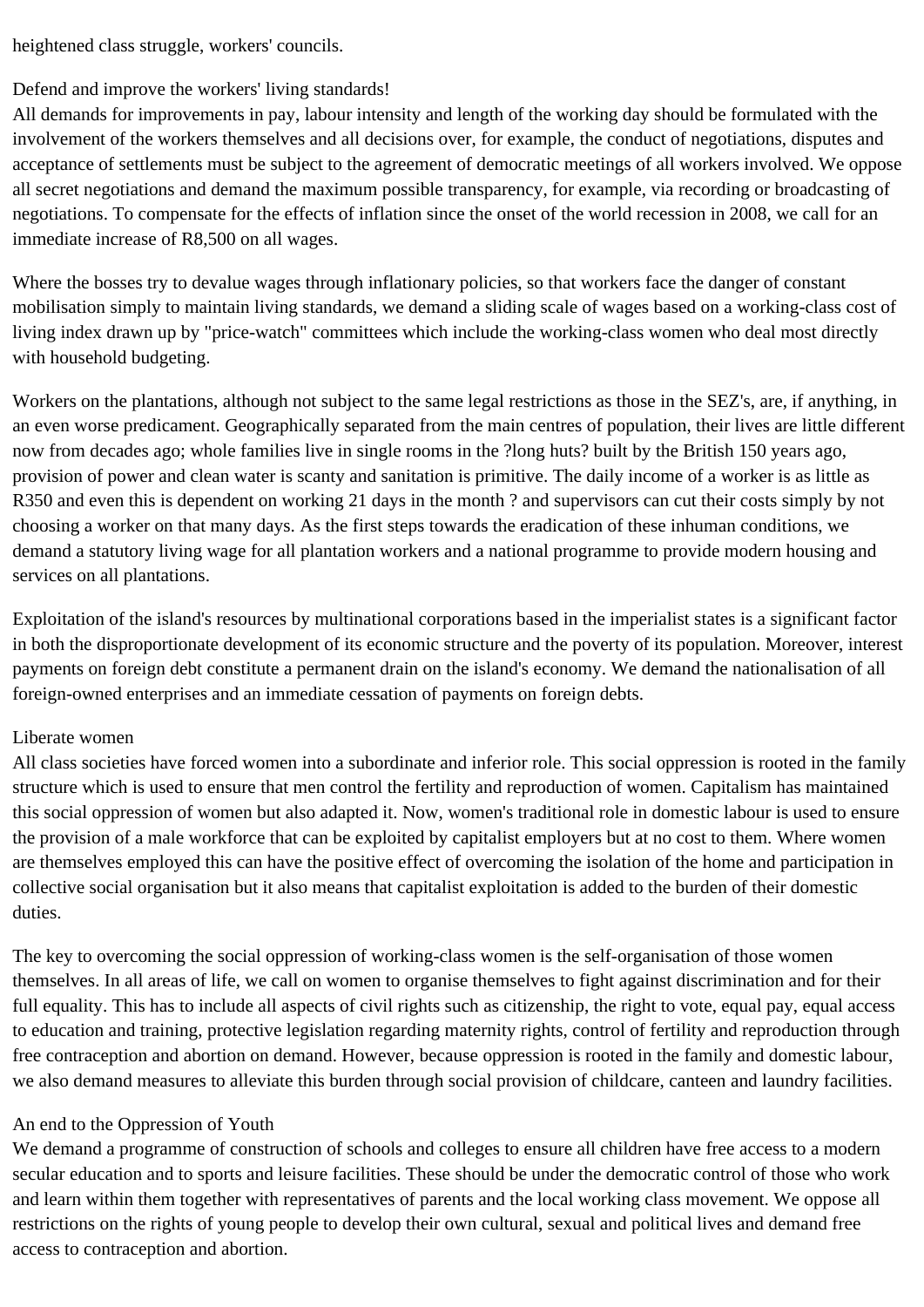heightened class struggle, workers' councils.

## Defend and improve the workers' living standards!

All demands for improvements in pay, labour intensity and length of the working day should be formulated with the involvement of the workers themselves and all decisions over, for example, the conduct of negotiations, disputes and acceptance of settlements must be subject to the agreement of democratic meetings of all workers involved. We oppose all secret negotiations and demand the maximum possible transparency, for example, via recording or broadcasting of negotiations. To compensate for the effects of inflation since the onset of the world recession in 2008, we call for an immediate increase of R8,500 on all wages.

Where the bosses try to devalue wages through inflationary policies, so that workers face the danger of constant mobilisation simply to maintain living standards, we demand a sliding scale of wages based on a working-class cost of living index drawn up by "price-watch" committees which include the working-class women who deal most directly with household budgeting.

Workers on the plantations, although not subject to the same legal restrictions as those in the SEZ's, are, if anything, in an even worse predicament. Geographically separated from the main centres of population, their lives are little different now from decades ago; whole families live in single rooms in the ?long huts? built by the British 150 years ago, provision of power and clean water is scanty and sanitation is primitive. The daily income of a worker is as little as R350 and even this is dependent on working 21 days in the month ? and supervisors can cut their costs simply by not choosing a worker on that many days. As the first steps towards the eradication of these inhuman conditions, we demand a statutory living wage for all plantation workers and a national programme to provide modern housing and services on all plantations.

Exploitation of the island's resources by multinational corporations based in the imperialist states is a significant factor in both the disproportionate development of its economic structure and the poverty of its population. Moreover, interest payments on foreign debt constitute a permanent drain on the island's economy. We demand the nationalisation of all foreign-owned enterprises and an immediate cessation of payments on foreign debts.

## Liberate women

All class societies have forced women into a subordinate and inferior role. This social oppression is rooted in the family structure which is used to ensure that men control the fertility and reproduction of women. Capitalism has maintained this social oppression of women but also adapted it. Now, women's traditional role in domestic labour is used to ensure the provision of a male workforce that can be exploited by capitalist employers but at no cost to them. Where women are themselves employed this can have the positive effect of overcoming the isolation of the home and participation in collective social organisation but it also means that capitalist exploitation is added to the burden of their domestic duties.

The key to overcoming the social oppression of working-class women is the self-organisation of those women themselves. In all areas of life, we call on women to organise themselves to fight against discrimination and for their full equality. This has to include all aspects of civil rights such as citizenship, the right to vote, equal pay, equal access to education and training, protective legislation regarding maternity rights, control of fertility and reproduction through free contraception and abortion on demand. However, because oppression is rooted in the family and domestic labour, we also demand measures to alleviate this burden through social provision of childcare, canteen and laundry facilities.

## An end to the Oppression of Youth

We demand a programme of construction of schools and colleges to ensure all children have free access to a modern secular education and to sports and leisure facilities. These should be under the democratic control of those who work and learn within them together with representatives of parents and the local working class movement. We oppose all restrictions on the rights of young people to develop their own cultural, sexual and political lives and demand free access to contraception and abortion.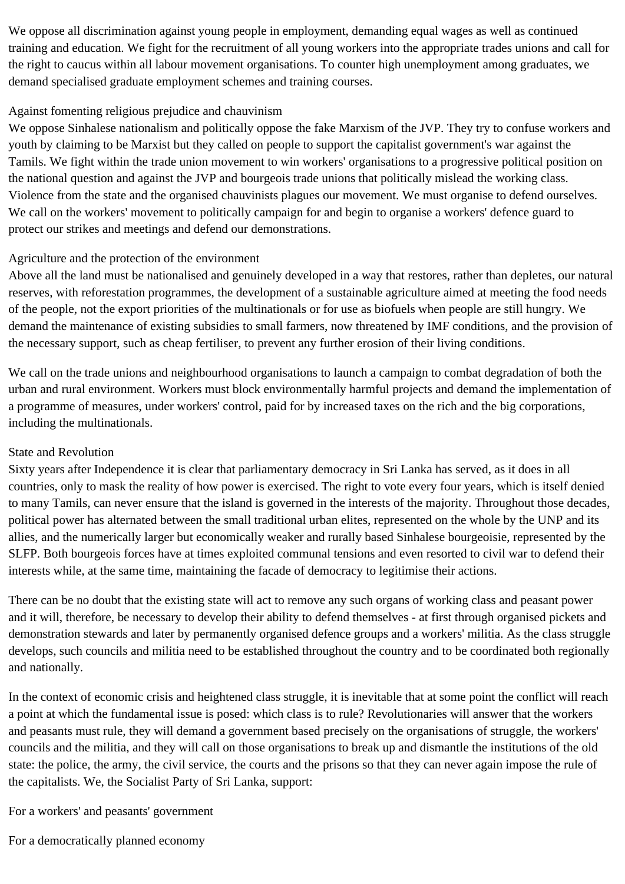We oppose all discrimination against young people in employment, demanding equal wages as well as continued training and education. We fight for the recruitment of all young workers into the appropriate trades unions and call for the right to caucus within all labour movement organisations. To counter high unemployment among graduates, we demand specialised graduate employment schemes and training courses.

### Against fomenting religious prejudice and chauvinism

We oppose Sinhalese nationalism and politically oppose the fake Marxism of the JVP. They try to confuse workers and youth by claiming to be Marxist but they called on people to support the capitalist government's war against the Tamils. We fight within the trade union movement to win workers' organisations to a progressive political position on the national question and against the JVP and bourgeois trade unions that politically mislead the working class. Violence from the state and the organised chauvinists plagues our movement. We must organise to defend ourselves. We call on the workers' movement to politically campaign for and begin to organise a workers' defence guard to protect our strikes and meetings and defend our demonstrations.

### Agriculture and the protection of the environment

Above all the land must be nationalised and genuinely developed in a way that restores, rather than depletes, our natural reserves, with reforestation programmes, the development of a sustainable agriculture aimed at meeting the food needs of the people, not the export priorities of the multinationals or for use as biofuels when people are still hungry. We demand the maintenance of existing subsidies to small farmers, now threatened by IMF conditions, and the provision of the necessary support, such as cheap fertiliser, to prevent any further erosion of their living conditions.

We call on the trade unions and neighbourhood organisations to launch a campaign to combat degradation of both the urban and rural environment. Workers must block environmentally harmful projects and demand the implementation of a programme of measures, under workers' control, paid for by increased taxes on the rich and the big corporations, including the multinationals.

### State and Revolution

Sixty years after Independence it is clear that parliamentary democracy in Sri Lanka has served, as it does in all countries, only to mask the reality of how power is exercised. The right to vote every four years, which is itself denied to many Tamils, can never ensure that the island is governed in the interests of the majority. Throughout those decades, political power has alternated between the small traditional urban elites, represented on the whole by the UNP and its allies, and the numerically larger but economically weaker and rurally based Sinhalese bourgeoisie, represented by the SLFP. Both bourgeois forces have at times exploited communal tensions and even resorted to civil war to defend their interests while, at the same time, maintaining the facade of democracy to legitimise their actions.

There can be no doubt that the existing state will act to remove any such organs of working class and peasant power and it will, therefore, be necessary to develop their ability to defend themselves - at first through organised pickets and demonstration stewards and later by permanently organised defence groups and a workers' militia. As the class struggle develops, such councils and militia need to be established throughout the country and to be coordinated both regionally and nationally.

In the context of economic crisis and heightened class struggle, it is inevitable that at some point the conflict will reach a point at which the fundamental issue is posed: which class is to rule? Revolutionaries will answer that the workers and peasants must rule, they will demand a government based precisely on the organisations of struggle, the workers' councils and the militia, and they will call on those organisations to break up and dismantle the institutions of the old state: the police, the army, the civil service, the courts and the prisons so that they can never again impose the rule of the capitalists. We, the Socialist Party of Sri Lanka, support:

For a workers' and peasants' government

For a democratically planned economy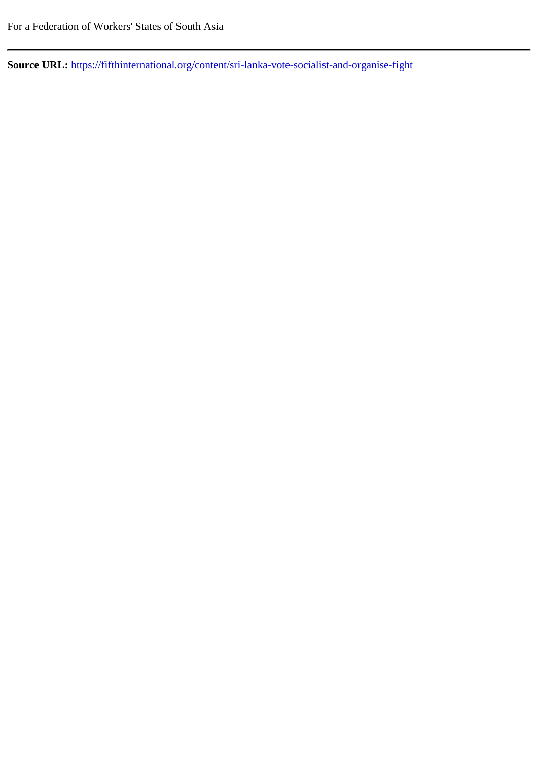For a Federation of Workers' States of South Asia

---

**Source URL:** https://fifthinternational.org/content/sri-lanka-vote-socialist-and-organise-fight